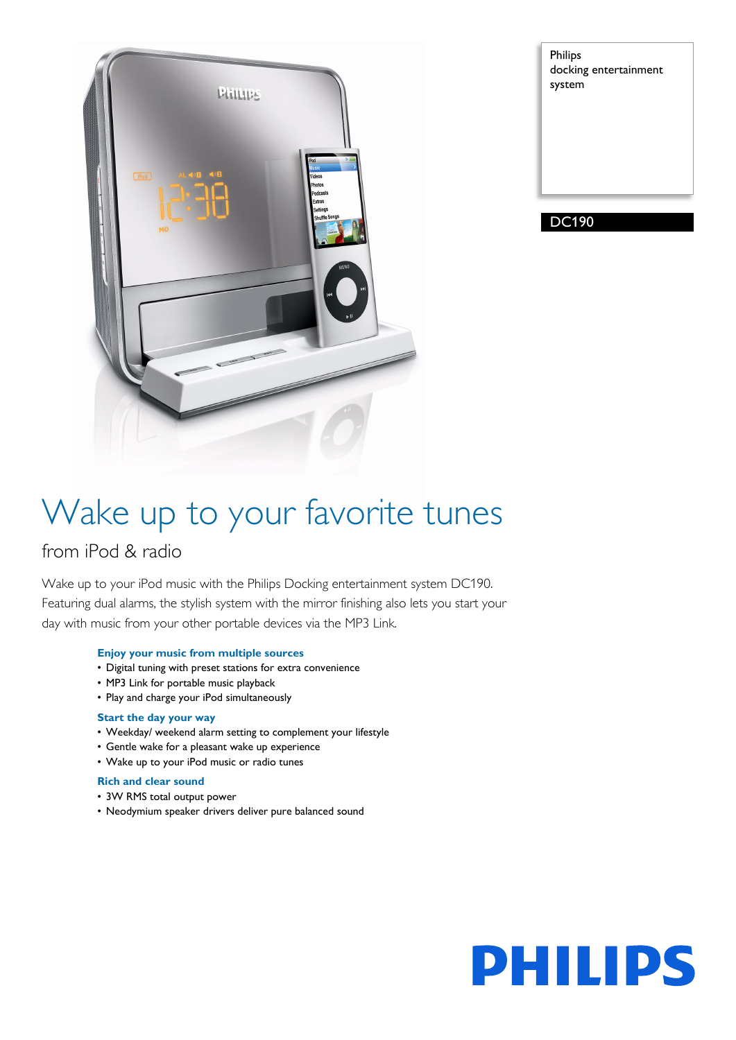Philips
docking entertainment system

DC190

# Wake up to your favorite tunes

## from iPod & radio

Wake up to your iPod music with the Philips Docking entertainment system DC190. Featuring dual alarms, the stylish system with the mirror finishing also lets you start your day with music from your other portable devices via the MP3 Link.

### Enjoy your music from multiple sources

- Digital tuning with preset stations for extra convenience
- MP3 Link for portable music playback
- Play and charge your iPod simultaneously

### Start the day your way

- Weekday/ weekend alarm setting to complement your lifestyle
- Gentle wake for a pleasant wake up experience
- Wake up to your iPod music or radio tunes

### Rich and clear sound

- 3W RMS total output power
- Neodymium speaker drivers deliver pure balanced sound

PHILIPS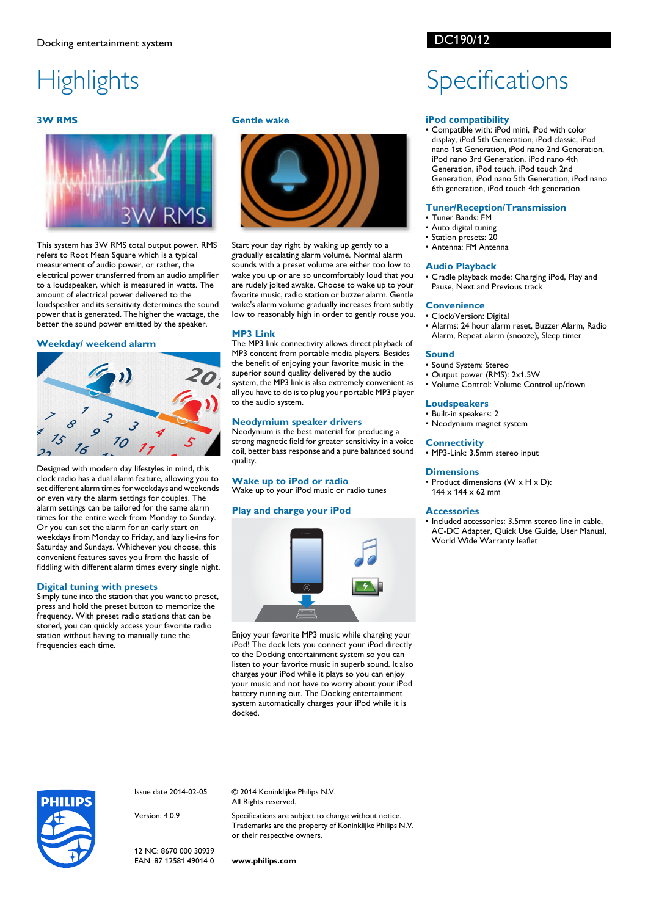Docking entertainment system

DC190/12

# Highlights

### 3W RMS

This system has 3W RMS total output power. RMS refers to Root Mean Square which is a typical measurement of audio power, or rather, the electrical power transferred from an audio amplifier to a loudspeaker, which is measured in watts. The amount of electrical power delivered to the loudspeaker and its sensitivity determines the sound power that is generated. The higher the wattage, the better the sound power emitted by the speaker.

### Weekday/ weekend alarm

Designed with modern day lifestyles in mind, this clock radio has a dual alarm feature, allowing you to set different alarm times for weekdays and weekends or even vary the alarm settings for couples. The alarm settings can be tailored for the same alarm times for the entire week from Monday to Sunday. Or you can set the alarm for an early start on weekdays from Monday to Friday, and lazy lie-ins for Saturday and Sundays. Whichever you choose, this convenient features saves you from the hassle of fiddling with different alarm times every single night.

### Digital tuning with presets

Simply tune into the station that you want to preset, press and hold the preset button to memorize the frequency. With preset radio stations that can be stored, you can quickly access your favorite radio station without having to manually tune the frequencies each time.

### Gentle wake

Start your day right by waking up gently to a gradually escalating alarm volume. Normal alarm sounds with a preset volume are either too low to wake you up or are so uncomfortably loud that you are rudely jolted awake. Choose to wake up to your favorite music, radio station or buzzer alarm. Gentle wake's alarm volume gradually increases from subtly low to reasonably high in order to gently rouse you.

### MP3 Link

The MP3 link connectivity allows direct playback of MP3 content from portable media players. Besides the benefit of enjoying your favorite music in the superior sound quality delivered by the audio system, the MP3 link is also extremely convenient as all you have to do is to plug your portable MP3 player to the audio system.

### Neodymium speaker drivers

Neodymium is the best material for producing a strong magnetic field for greater sensitivity in a voice coil, better bass response and a pure balanced sound quality.

### Wake up to iPod or radio

Wake up to your iPod music or radio tunes

### Play and charge your iPod

Enjoy your favorite MP3 music while charging your iPod! The dock lets you connect your iPod directly to the Docking entertainment system so you can listen to your favorite music in superb sound. It also charges your iPod while it plays so you can enjoy your music and not have to worry about your iPod battery running out. The Docking entertainment system automatically charges your iPod while it is docked.

# Specifications

### iPod compatibility

- Compatible with: iPod mini, iPod with color display, iPod 5th Generation, iPod classic, iPod nano 1st Generation, iPod nano 2nd Generation, iPod nano 3rd Generation, iPod nano 4th Generation, iPod touch, iPod touch 2nd Generation, iPod nano 5th Generation, iPod nano 6th generation, iPod touch 4th generation

### Tuner/Reception/Transmission

- Tuner Bands: FM
- Auto digital tuning
- Station presets: 20
- Antenna: FM Antenna

### Audio Playback

- Cradle playback mode: Charging iPod, Play and Pause, Next and Previous track

### Convenience

- Clock/Version: Digital
- Alarms: 24 hour alarm reset, Buzzer Alarm, Radio Alarm, Repeat alarm (snooze), Sleep timer

### Sound

- Sound System: Stereo
- Output power (RMS): 2x1.5W
- Volume Control: Volume Control up/down

### Loudspeakers

- Built-in speakers: 2
- Neodymium magnet system

### Connectivity

- MP3-Link: 3.5mm stereo input

### Dimensions

- Product dimensions (W x H x D): 144 x 144 x 62 mm

### Accessories

- Included accessories: 3.5mm stereo line in cable, AC-DC Adapter, Quick Use Guide, User Manual, World Wide Warranty leaflet

Issue date 2014-02-05

Version: 4.0.9

12 NC: 8670 000 30939
EAN: 87 12581 49014 0

© 2014 Koninklijke Philips N.V.
All Rights reserved.

Specifications are subject to change without notice. Trademarks are the property of Koninklijke Philips N.V. or their respective owners.

**www.philips.com**